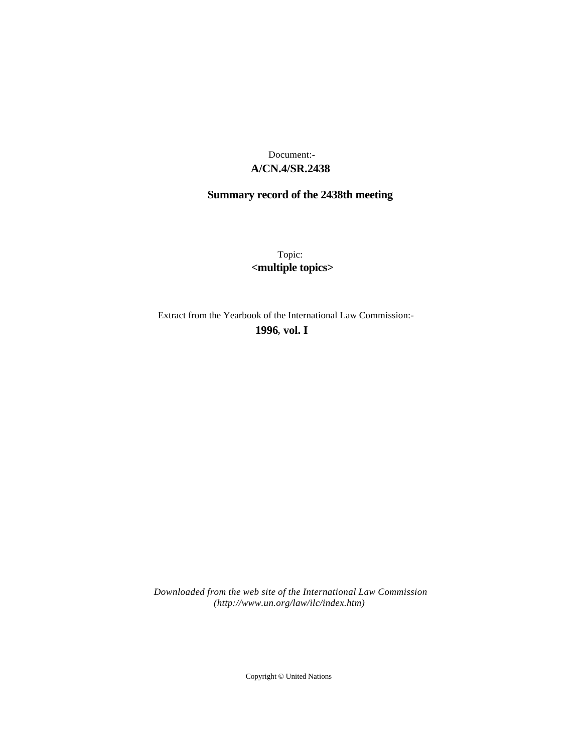Document:-
**A/CN.4/SR.2438**

**Summary record of the 2438th meeting**

Topic:
**<multiple topics>**

Extract from the Yearbook of the International Law Commission:-
**1996, vol. I**

*Downloaded from the web site of the International Law Commission (http://www.un.org/law/ilc/index.htm)*

Copyright © United Nations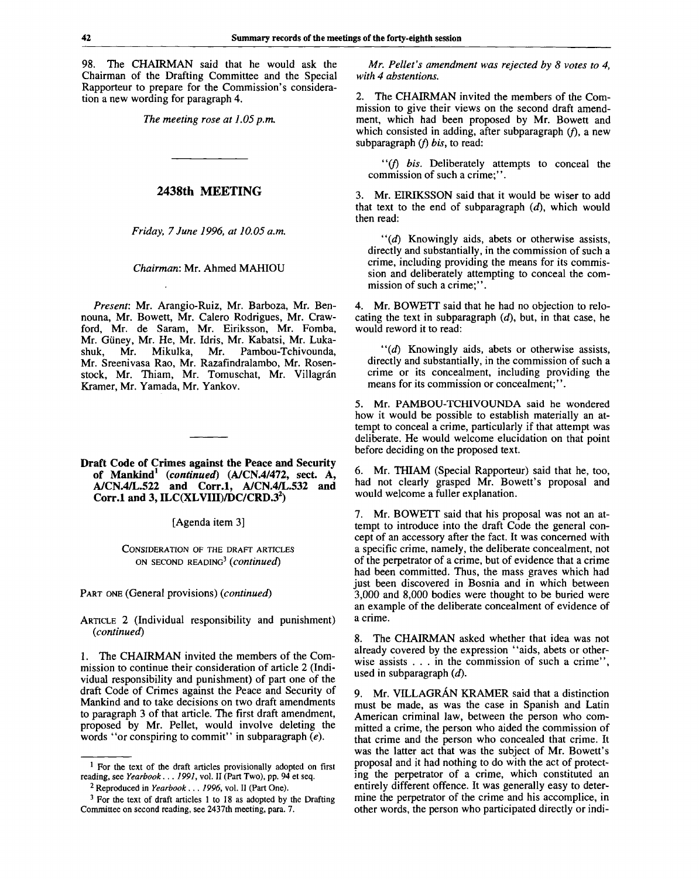98. The CHAIRMAN said that he would ask the Chairman of the Drafting Committee and the Special Rapporteur to prepare for the Commission's consideration a new wording for paragraph 4.

*The meeting rose at 1.05 p.m.*

---

## 2438th MEETING

*Friday, 7 June 1996, at 10.05 a.m.*

*Chairman*: Mr. Ahmed MAHIOU

*Present*: Mr. Arangio-Ruiz, Mr. Barboza, Mr. Bennouna, Mr. Bowett, Mr. Calero Rodrigues, Mr. Crawford, Mr. de Saram, Mr. Eiriksson, Mr. Fomba, Mr. Güney, Mr. He, Mr. Idris, Mr. Kabatsi, Mr. Lukashuk, Mr. Mikulka, Mr. Pambou-Tchivounda, Mr. Sreenivasa Rao, Mr. Razafindralambo, Mr. Rosenstock, Mr. Thiam, Mr. Tomuschat, Mr. Villagrán Kramer, Mr. Yamada, Mr. Yankov.

---

### Draft Code of Crimes against the Peace and Security of Mankind[1] (*continued*) (A/CN.4/472, sect. A, A/CN.4/L.522 and Corr.1, A/CN.4/L.532 and Corr.1 and 3, ILC(XLVIII)/DC/CRD.3[2])

[Agenda item 3]

CONSIDERATION OF THE DRAFT ARTICLES ON SECOND READING[3] (*continued*)

PART ONE (General provisions) (*continued*)

ARTICLE 2 (Individual responsibility and punishment) (*continued*)

1. The CHAIRMAN invited the members of the Commission to continue their consideration of article 2 (Individual responsibility and punishment) of part one of the draft Code of Crimes against the Peace and Security of Mankind and to take decisions on two draft amendments to paragraph 3 of that article. The first draft amendment, proposed by Mr. Pellet, would involve deleting the words "or conspiring to commit" in subparagraph (*e*).

*Mr. Pellet's amendment was rejected by 8 votes to 4, with 4 abstentions.*

2. The CHAIRMAN invited the members of the Commission to give their views on the second draft amendment, which had been proposed by Mr. Bowett and which consisted in adding, after subparagraph (*f*), a new subparagraph (*f*) *bis*, to read:

> "(*f*) *bis*. Deliberately attempts to conceal the commission of such a crime;".

3. Mr. EIRIKSSON said that it would be wiser to add that text to the end of subparagraph (*d*), which would then read:

> "(*d*) Knowingly aids, abets or otherwise assists, directly and substantially, in the commission of such a crime, including providing the means for its commission and deliberately attempting to conceal the commission of such a crime;".

4. Mr. BOWETT said that he had no objection to relocating the text in subparagraph (*d*), but, in that case, he would reword it to read:

> "(*d*) Knowingly aids, abets or otherwise assists, directly and substantially, in the commission of such a crime or its concealment, including providing the means for its commission or concealment;".

5. Mr. PAMBOU-TCHIVOUNDA said he wondered how it would be possible to establish materially an attempt to conceal a crime, particularly if that attempt was deliberate. He would welcome elucidation on that point before deciding on the proposed text.

6. Mr. THIAM (Special Rapporteur) said that he, too, had not clearly grasped Mr. Bowett's proposal and would welcome a fuller explanation.

7. Mr. BOWETT said that his proposal was not an attempt to introduce into the draft Code the general concept of an accessory after the fact. It was concerned with a specific crime, namely, the deliberate concealment, not of the perpetrator of a crime, but of evidence that a crime had been committed. Thus, the mass graves which had just been discovered in Bosnia and in which between 3,000 and 8,000 bodies were thought to be buried were an example of the deliberate concealment of evidence of a crime.

8. The CHAIRMAN asked whether that idea was not already covered by the expression "aids, abets or otherwise assists . . . in the commission of such a crime", used in subparagraph (*d*).

9. Mr. VILLAGRÁN KRAMER said that a distinction must be made, as was the case in Spanish and Latin American criminal law, between the person who committed a crime, the person who aided the commission of that crime and the person who concealed that crime. It was the latter act that was the subject of Mr. Bowett's proposal and it had nothing to do with the act of protecting the perpetrator of a crime, which constituted an entirely different offence. It was generally easy to determine the perpetrator of the crime and his accomplice, in other words, the person who participated directly or indi-

---

[1] For the text of the draft articles provisionally adopted on first reading, see *Yearbook . . . 1991*, vol. II (Part Two), pp. 94 et seq.

[2] Reproduced in *Yearbook . . . 1996*, vol. II (Part One).

[3] For the text of draft articles 1 to 18 as adopted by the Drafting Committee on second reading, see 2437th meeting, para. 7.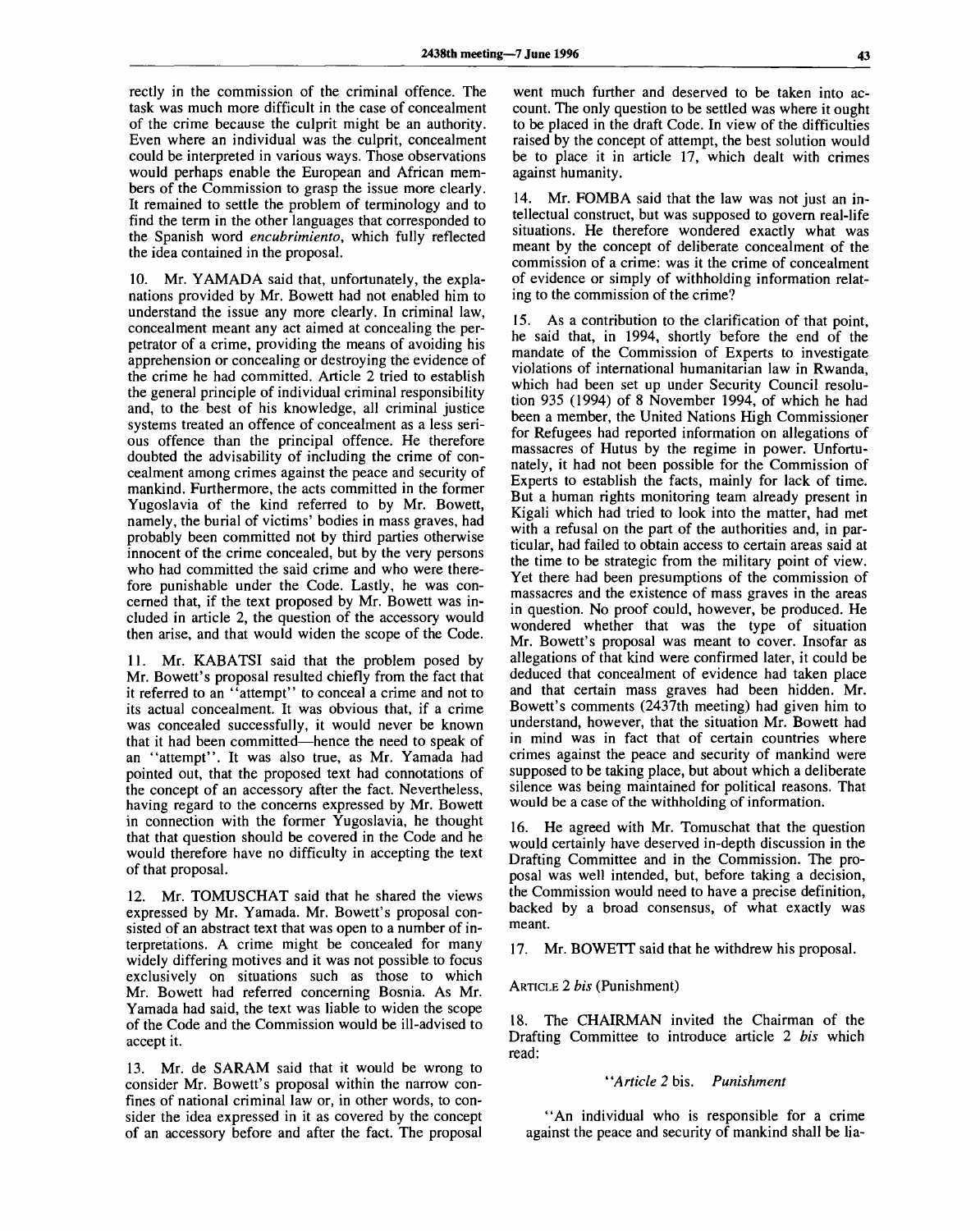rectly in the commission of the criminal offence. The task was much more difficult in the case of concealment of the crime because the culprit might be an authority. Even where an individual was the culprit, concealment could be interpreted in various ways. Those observations would perhaps enable the European and African members of the Commission to grasp the issue more clearly. It remained to settle the problem of terminology and to find the term in the other languages that corresponded to the Spanish word *encubrimiento*, which fully reflected the idea contained in the proposal.

10. Mr. YAMADA said that, unfortunately, the explanations provided by Mr. Bowett had not enabled him to understand the issue any more clearly. In criminal law, concealment meant any act aimed at concealing the perpetrator of a crime, providing the means of avoiding his apprehension or concealing or destroying the evidence of the crime he had committed. Article 2 tried to establish the general principle of individual criminal responsibility and, to the best of his knowledge, all criminal justice systems treated an offence of concealment as a less serious offence than the principal offence. He therefore doubted the advisability of including the crime of concealment among crimes against the peace and security of mankind. Furthermore, the acts committed in the former Yugoslavia of the kind referred to by Mr. Bowett, namely, the burial of victims' bodies in mass graves, had probably been committed not by third parties otherwise innocent of the crime concealed, but by the very persons who had committed the said crime and who were therefore punishable under the Code. Lastly, he was concerned that, if the text proposed by Mr. Bowett was included in article 2, the question of the accessory would then arise, and that would widen the scope of the Code.

11. Mr. KABATSI said that the problem posed by Mr. Bowett's proposal resulted chiefly from the fact that it referred to an "attempt" to conceal a crime and not to its actual concealment. It was obvious that, if a crime was concealed successfully, it would never be known that it had been committed—hence the need to speak of an "attempt". It was also true, as Mr. Yamada had pointed out, that the proposed text had connotations of the concept of an accessory after the fact. Nevertheless, having regard to the concerns expressed by Mr. Bowett in connection with the former Yugoslavia, he thought that that question should be covered in the Code and he would therefore have no difficulty in accepting the text of that proposal.

12. Mr. TOMUSCHAT said that he shared the views expressed by Mr. Yamada. Mr. Bowett's proposal consisted of an abstract text that was open to a number of interpretations. A crime might be concealed for many widely differing motives and it was not possible to focus exclusively on situations such as those to which Mr. Bowett had referred concerning Bosnia. As Mr. Yamada had said, the text was liable to widen the scope of the Code and the Commission would be ill-advised to accept it.

13. Mr. de SARAM said that it would be wrong to consider Mr. Bowett's proposal within the narrow confines of national criminal law or, in other words, to consider the idea expressed in it as covered by the concept of an accessory before and after the fact. The proposal went much further and deserved to be taken into account. The only question to be settled was where it ought to be placed in the draft Code. In view of the difficulties raised by the concept of attempt, the best solution would be to place it in article 17, which dealt with crimes against humanity.

14. Mr. FOMBA said that the law was not just an intellectual construct, but was supposed to govern real-life situations. He therefore wondered exactly what was meant by the concept of deliberate concealment of the commission of a crime: was it the crime of concealment of evidence or simply of withholding information relating to the commission of the crime?

15. As a contribution to the clarification of that point, he said that, in 1994, shortly before the end of the mandate of the Commission of Experts to investigate violations of international humanitarian law in Rwanda, which had been set up under Security Council resolution 935 (1994) of 8 November 1994, of which he had been a member, the United Nations High Commissioner for Refugees had reported information on allegations of massacres of Hutus by the regime in power. Unfortunately, it had not been possible for the Commission of Experts to establish the facts, mainly for lack of time. But a human rights monitoring team already present in Kigali which had tried to look into the matter, had met with a refusal on the part of the authorities and, in particular, had failed to obtain access to certain areas said at the time to be strategic from the military point of view. Yet there had been presumptions of the commission of massacres and the existence of mass graves in the areas in question. No proof could, however, be produced. He wondered whether that was the type of situation Mr. Bowett's proposal was meant to cover. Insofar as allegations of that kind were confirmed later, it could be deduced that concealment of evidence had taken place and that certain mass graves had been hidden. Mr. Bowett's comments (2437th meeting) had given him to understand, however, that the situation Mr. Bowett had in mind was in fact that of certain countries where crimes against the peace and security of mankind were supposed to be taking place, but about which a deliberate silence was being maintained for political reasons. That would be a case of the withholding of information.

16. He agreed with Mr. Tomuschat that the question would certainly have deserved in-depth discussion in the Drafting Committee and in the Commission. The proposal was well intended, but, before taking a decision, the Commission would need to have a precise definition, backed by a broad consensus, of what exactly was meant.

17. Mr. BOWETT said that he withdrew his proposal.

ARTICLE 2 *bis* (Punishment)

18. The CHAIRMAN invited the Chairman of the Drafting Committee to introduce article 2 *bis* which read:

"*Article 2* bis. *Punishment*

"An individual who is responsible for a crime against the peace and security of mankind shall be lia-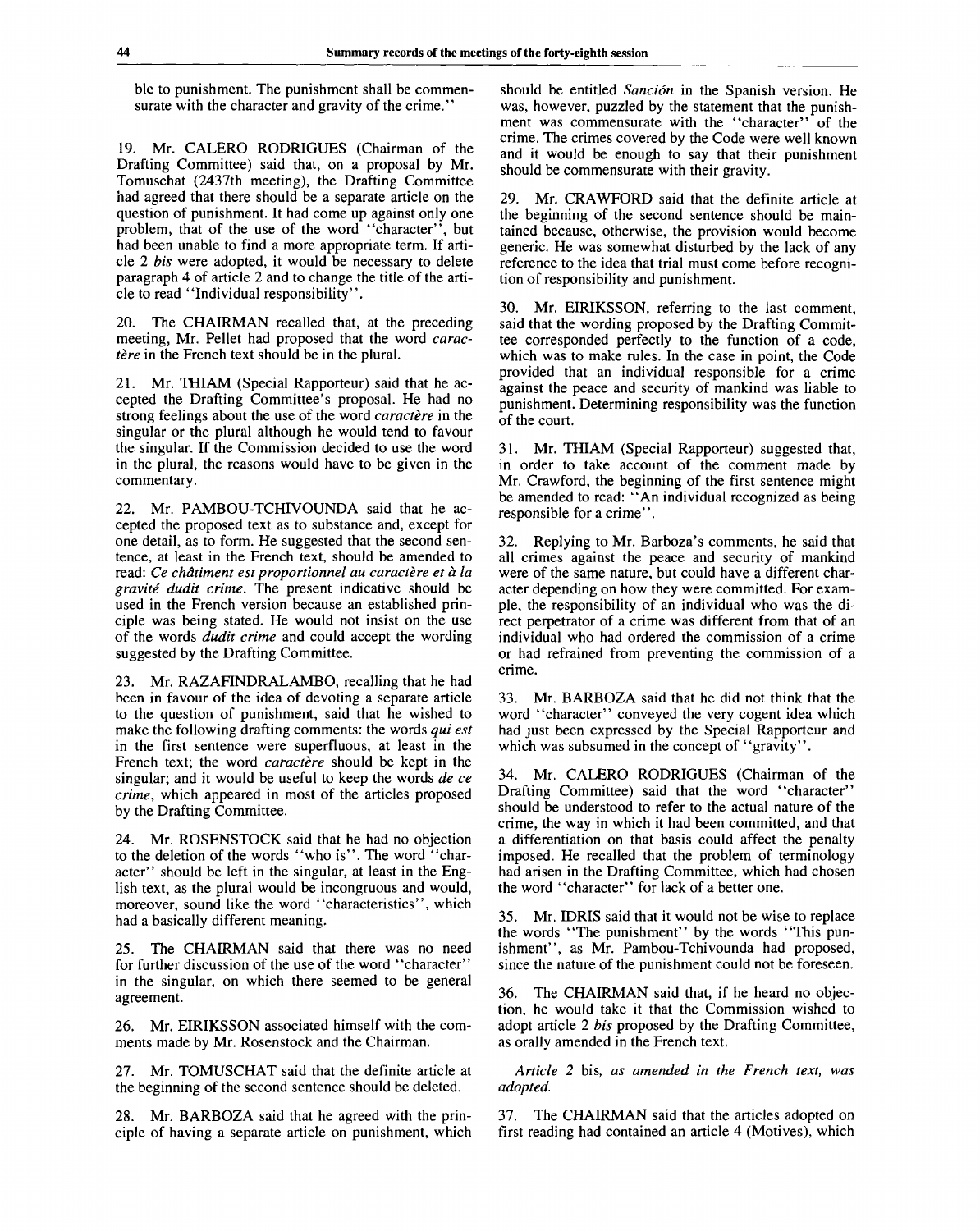ble to punishment. The punishment shall be commensurate with the character and gravity of the crime."

19. Mr. CALERO RODRIGUES (Chairman of the Drafting Committee) said that, on a proposal by Mr. Tomuschat (2437th meeting), the Drafting Committee had agreed that there should be a separate article on the question of punishment. It had come up against only one problem, that of the use of the word "character", but had been unable to find a more appropriate term. If article 2 *bis* were adopted, it would be necessary to delete paragraph 4 of article 2 and to change the title of the article to read "Individual responsibility".

20. The CHAIRMAN recalled that, at the preceding meeting, Mr. Pellet had proposed that the word *caractère* in the French text should be in the plural.

21. Mr. THIAM (Special Rapporteur) said that he accepted the Drafting Committee's proposal. He had no strong feelings about the use of the word *caractère* in the singular or the plural although he would tend to favour the singular. If the Commission decided to use the word in the plural, the reasons would have to be given in the commentary.

22. Mr. PAMBOU-TCHIVOUNDA said that he accepted the proposed text as to substance and, except for one detail, as to form. He suggested that the second sentence, at least in the French text, should be amended to read: *Ce châtiment est proportionnel au caractère et à la gravité dudit crime.* The present indicative should be used in the French version because an established principle was being stated. He would not insist on the use of the words *dudit crime* and could accept the wording suggested by the Drafting Committee.

23. Mr. RAZAFINDRALAMBO, recalling that he had been in favour of the idea of devoting a separate article to the question of punishment, said that he wished to make the following drafting comments: the words *qui est* in the first sentence were superfluous, at least in the French text; the word *caractère* should be kept in the singular; and it would be useful to keep the words *de ce crime*, which appeared in most of the articles proposed by the Drafting Committee.

24. Mr. ROSENSTOCK said that he had no objection to the deletion of the words "who is". The word "character" should be left in the singular, at least in the English text, as the plural would be incongruous and would, moreover, sound like the word "characteristics", which had a basically different meaning.

25. The CHAIRMAN said that there was no need for further discussion of the use of the word "character" in the singular, on which there seemed to be general agreement.

26. Mr. EIRIKSSON associated himself with the comments made by Mr. Rosenstock and the Chairman.

27. Mr. TOMUSCHAT said that the definite article at the beginning of the second sentence should be deleted.

28. Mr. BARBOZA said that he agreed with the principle of having a separate article on punishment, which should be entitled *Sanción* in the Spanish version. He was, however, puzzled by the statement that the punishment was commensurate with the "character" of the crime. The crimes covered by the Code were well known and it would be enough to say that their punishment should be commensurate with their gravity.

29. Mr. CRAWFORD said that the definite article at the beginning of the second sentence should be maintained because, otherwise, the provision would become generic. He was somewhat disturbed by the lack of any reference to the idea that trial must come before recognition of responsibility and punishment.

30. Mr. EIRIKSSON, referring to the last comment, said that the wording proposed by the Drafting Committee corresponded perfectly to the function of a code, which was to make rules. In the case in point, the Code provided that an individual responsible for a crime against the peace and security of mankind was liable to punishment. Determining responsibility was the function of the court.

31. Mr. THIAM (Special Rapporteur) suggested that, in order to take account of the comment made by Mr. Crawford, the beginning of the first sentence might be amended to read: "An individual recognized as being responsible for a crime".

32. Replying to Mr. Barboza's comments, he said that all crimes against the peace and security of mankind were of the same nature, but could have a different character depending on how they were committed. For example, the responsibility of an individual who was the direct perpetrator of a crime was different from that of an individual who had ordered the commission of a crime or had refrained from preventing the commission of a crime.

33. Mr. BARBOZA said that he did not think that the word "character" conveyed the very cogent idea which had just been expressed by the Special Rapporteur and which was subsumed in the concept of "gravity".

34. Mr. CALERO RODRIGUES (Chairman of the Drafting Committee) said that the word "character" should be understood to refer to the actual nature of the crime, the way in which it had been committed, and that a differentiation on that basis could affect the penalty imposed. He recalled that the problem of terminology had arisen in the Drafting Committee, which had chosen the word "character" for lack of a better one.

35. Mr. IDRIS said that it would not be wise to replace the words "The punishment" by the words "This punishment", as Mr. Pambou-Tchivounda had proposed, since the nature of the punishment could not be foreseen.

36. The CHAIRMAN said that, if he heard no objection, he would take it that the Commission wished to adopt article 2 *bis* proposed by the Drafting Committee, as orally amended in the French text.

*Article 2* bis, *as amended in the French text, was adopted.*

37. The CHAIRMAN said that the articles adopted on first reading had contained an article 4 (Motives), which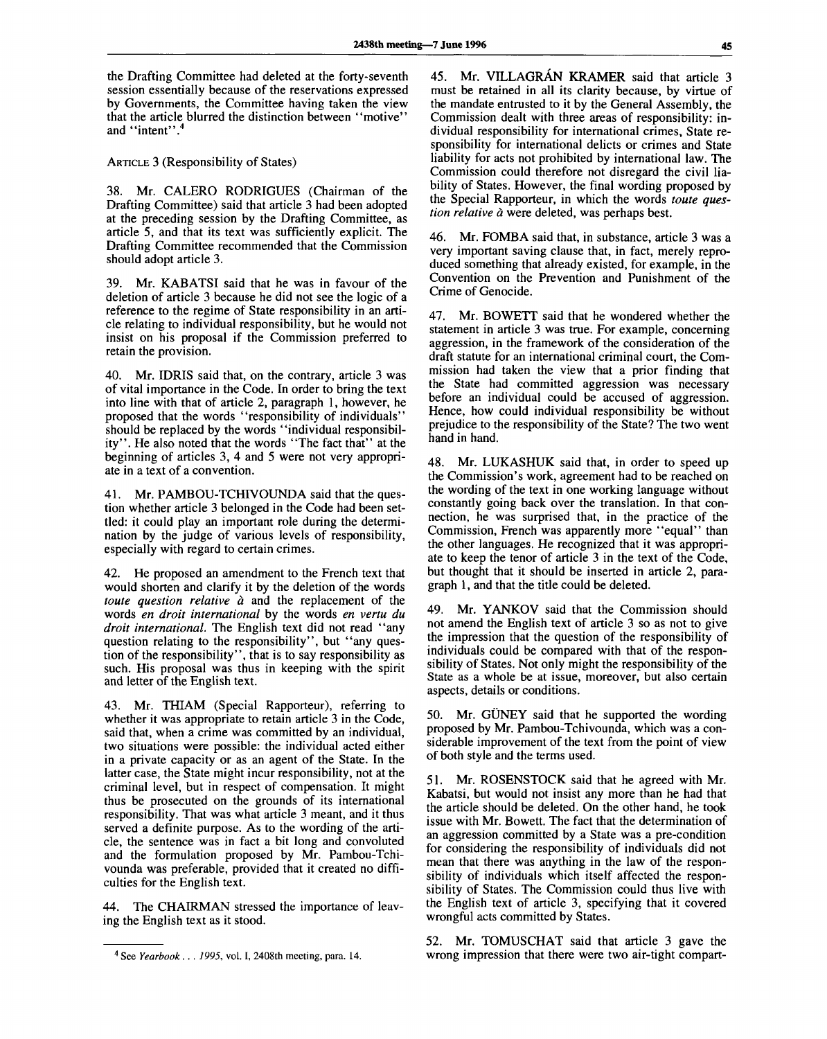the Drafting Committee had deleted at the forty-seventh session essentially because of the reservations expressed by Governments, the Committee having taken the view that the article blurred the distinction between "motive" and "intent".[4]

ARTICLE 3 (Responsibility of States)

38. Mr. CALERO RODRIGUES (Chairman of the Drafting Committee) said that article 3 had been adopted at the preceding session by the Drafting Committee, as article 5, and that its text was sufficiently explicit. The Drafting Committee recommended that the Commission should adopt article 3.

39. Mr. KABATSI said that he was in favour of the deletion of article 3 because he did not see the logic of a reference to the regime of State responsibility in an article relating to individual responsibility, but he would not insist on his proposal if the Commission preferred to retain the provision.

40. Mr. IDRIS said that, on the contrary, article 3 was of vital importance in the Code. In order to bring the text into line with that of article 2, paragraph 1, however, he proposed that the words "responsibility of individuals" should be replaced by the words "individual responsibility". He also noted that the words "The fact that" at the beginning of articles 3, 4 and 5 were not very appropriate in a text of a convention.

41. Mr. PAMBOU-TCHIVOUNDA said that the question whether article 3 belonged in the Code had been settled: it could play an important role during the determination by the judge of various levels of responsibility, especially with regard to certain crimes.

42. He proposed an amendment to the French text that would shorten and clarify it by the deletion of the words *toute question relative à* and the replacement of the words *en droit international* by the words *en vertu du droit international*. The English text did not read "any question relating to the responsibility", but "any question of the responsibility", that is to say responsibility as such. His proposal was thus in keeping with the spirit and letter of the English text.

43. Mr. THIAM (Special Rapporteur), referring to whether it was appropriate to retain article 3 in the Code, said that, when a crime was committed by an individual, two situations were possible: the individual acted either in a private capacity or as an agent of the State. In the latter case, the State might incur responsibility, not at the criminal level, but in respect of compensation. It might thus be prosecuted on the grounds of its international responsibility. That was what article 3 meant, and it thus served a definite purpose. As to the wording of the article, the sentence was in fact a bit long and convoluted and the formulation proposed by Mr. Pambou-Tchivounda was preferable, provided that it created no difficulties for the English text.

44. The CHAIRMAN stressed the importance of leaving the English text as it stood.

45. Mr. VILLAGRÁN KRAMER said that article 3 must be retained in all its clarity because, by virtue of the mandate entrusted to it by the General Assembly, the Commission dealt with three areas of responsibility: individual responsibility for international crimes, State responsibility for international delicts or crimes and State liability for acts not prohibited by international law. The Commission could therefore not disregard the civil liability of States. However, the final wording proposed by the Special Rapporteur, in which the words *toute question relative à* were deleted, was perhaps best.

46. Mr. FOMBA said that, in substance, article 3 was a very important saving clause that, in fact, merely reproduced something that already existed, for example, in the Convention on the Prevention and Punishment of the Crime of Genocide.

47. Mr. BOWETT said that he wondered whether the statement in article 3 was true. For example, concerning aggression, in the framework of the consideration of the draft statute for an international criminal court, the Commission had taken the view that a prior finding that the State had committed aggression was necessary before an individual could be accused of aggression. Hence, how could individual responsibility be without prejudice to the responsibility of the State? The two went hand in hand.

48. Mr. LUKASHUK said that, in order to speed up the Commission's work, agreement had to be reached on the wording of the text in one working language without constantly going back over the translation. In that connection, he was surprised that, in the practice of the Commission, French was apparently more "equal" than the other languages. He recognized that it was appropriate to keep the tenor of article 3 in the text of the Code, but thought that it should be inserted in article 2, paragraph 1, and that the title could be deleted.

49. Mr. YANKOV said that the Commission should not amend the English text of article 3 so as not to give the impression that the question of the responsibility of individuals could be compared with that of the responsibility of States. Not only might the responsibility of the State as a whole be at issue, moreover, but also certain aspects, details or conditions.

50. Mr. GÜNEY said that he supported the wording proposed by Mr. Pambou-Tchivounda, which was a considerable improvement of the text from the point of view of both style and the terms used.

51. Mr. ROSENSTOCK said that he agreed with Mr. Kabatsi, but would not insist any more than he had that the article should be deleted. On the other hand, he took issue with Mr. Bowett. The fact that the determination of an aggression committed by a State was a pre-condition for considering the responsibility of individuals did not mean that there was anything in the law of the responsibility of individuals which itself affected the responsibility of States. The Commission could thus live with the English text of article 3, specifying that it covered wrongful acts committed by States.

52. Mr. TOMUSCHAT said that article 3 gave the wrong impression that there were two air-tight compart-

[4] See *Yearbook . . . 1995*, vol. I, 2408th meeting, para. 14.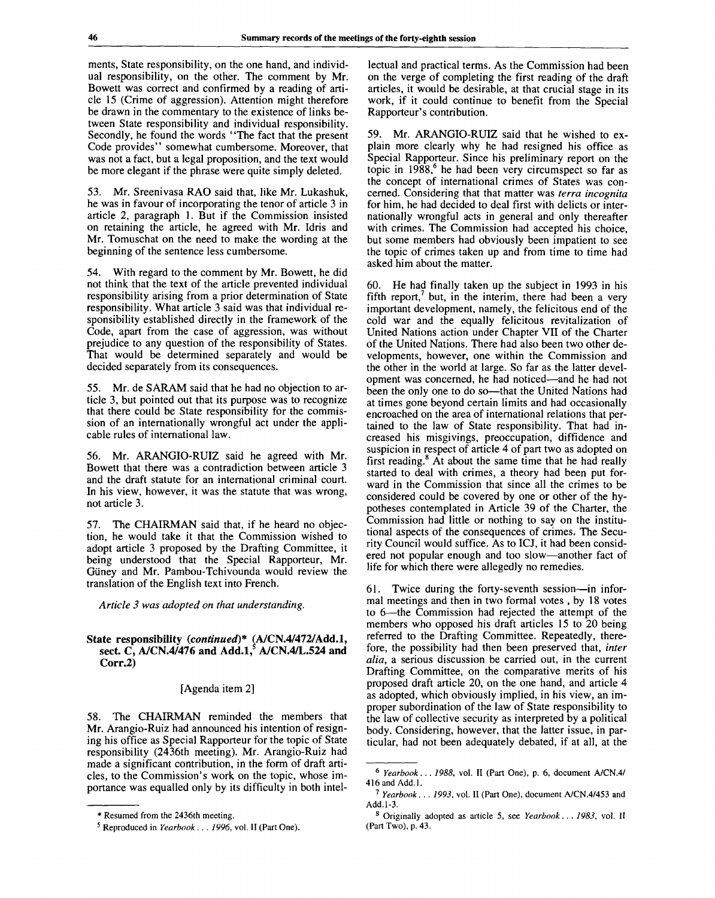ments, State responsibility, on the one hand, and individual responsibility, on the other. The comment by Mr. Bowett was correct and confirmed by a reading of article 15 (Crime of aggression). Attention might therefore be drawn in the commentary to the existence of links between State responsibility and individual responsibility. Secondly, he found the words "The fact that the present Code provides" somewhat cumbersome. Moreover, that was not a fact, but a legal proposition, and the text would be more elegant if the phrase were quite simply deleted.

53. Mr. Sreenivasa RAO said that, like Mr. Lukashuk, he was in favour of incorporating the tenor of article 3 in article 2, paragraph 1. But if the Commission insisted on retaining the article, he agreed with Mr. Idris and Mr. Tomuschat on the need to make the wording at the beginning of the sentence less cumbersome.

54. With regard to the comment by Mr. Bowett, he did not think that the text of the article prevented individual responsibility arising from a prior determination of State responsibility. What article 3 said was that individual responsibility established directly in the framework of the Code, apart from the case of aggression, was without prejudice to any question of the responsibility of States. That would be determined separately and would be decided separately from its consequences.

55. Mr. de SARAM said that he had no objection to article 3, but pointed out that its purpose was to recognize that there could be State responsibility for the commission of an internationally wrongful act under the applicable rules of international law.

56. Mr. ARANGIO-RUIZ said he agreed with Mr. Bowett that there was a contradiction between article 3 and the draft statute for an international criminal court. In his view, however, it was the statute that was wrong, not article 3.

57. The CHAIRMAN said that, if he heard no objection, he would take it that the Commission wished to adopt article 3 proposed by the Drafting Committee, it being understood that the Special Rapporteur, Mr. Güney and Mr. Pambou-Tchivounda would review the translation of the English text into French.

*Article 3 was adopted on that understanding.*

### State responsibility (*continued*)* (A/CN.4/472/Add.1, sect. C, A/CN.4/476 and Add.1,[5] A/CN.4/L.524 and Corr.2)

[Agenda item 2]

58. The CHAIRMAN reminded the members that Mr. Arangio-Ruiz had announced his intention of resigning his office as Special Rapporteur for the topic of State responsibility (2436th meeting). Mr. Arangio-Ruiz had made a significant contribution, in the form of draft articles, to the Commission's work on the topic, whose importance was equalled only by its difficulty in both intellectual and practical terms. As the Commission had been on the verge of completing the first reading of the draft articles, it would be desirable, at that crucial stage in its work, if it could continue to benefit from the Special Rapporteur's contribution.

59. Mr. ARANGIO-RUIZ said that he wished to explain more clearly why he had resigned his office as Special Rapporteur. Since his preliminary report on the topic in 1988,[6] he had been very circumspect so far as the concept of international crimes of States was concerned. Considering that that matter was *terra incognita* for him, he had decided to deal first with delicts or internationally wrongful acts in general and only thereafter with crimes. The Commission had accepted his choice, but some members had obviously been impatient to see the topic of crimes taken up and from time to time had asked him about the matter.

60. He had finally taken up the subject in 1993 in his fifth report,[7] but, in the interim, there had been a very important development, namely, the felicitous end of the cold war and the equally felicitous revitalization of United Nations action under Chapter VII of the Charter of the United Nations. There had also been two other developments, however, one within the Commission and the other in the world at large. So far as the latter development was concerned, he had noticed—and he had not been the only one to do so—that the United Nations had at times gone beyond certain limits and had occasionally encroached on the area of international relations that pertained to the law of State responsibility. That had increased his misgivings, preoccupation, diffidence and suspicion in respect of article 4 of part two as adopted on first reading.[8] At about the same time that he had really started to deal with crimes, a theory had been put forward in the Commission that since all the crimes to be considered could be covered by one or other of the hypotheses contemplated in Article 39 of the Charter, the Commission had little or nothing to say on the institutional aspects of the consequences of crimes. The Security Council would suffice. As to ICJ, it had been considered not popular enough and too slow—another fact of life for which there were allegedly no remedies.

61. Twice during the forty-seventh session—in informal meetings and then in two formal votes, by 18 votes to 6—the Commission had rejected the attempt of the members who opposed his draft articles 15 to 20 being referred to the Drafting Committee. Repeatedly, therefore, the possibility had then been preserved that, *inter alia*, a serious discussion be carried out, in the current Drafting Committee, on the comparative merits of his proposed draft article 20, on the one hand, and article 4 as adopted, which obviously implied, in his view, an improper subordination of the law of State responsibility to the law of collective security as interpreted by a political body. Considering, however, that the latter issue, in particular, had not been adequately debated, if at all, at the

---

\* Resumed from the 2436th meeting.

[5] Reproduced in *Yearbook . . . 1996*, vol. II (Part One).

[6] *Yearbook . . . 1988*, vol. II (Part One), p. 6, document A/CN.4/416 and Add.1.

[7] *Yearbook . . . 1993*, vol. II (Part One), document A/CN.4/453 and Add.1-3.

[8] Originally adopted as article 5, see *Yearbook . . . 1983*, vol. II (Part Two), p. 43.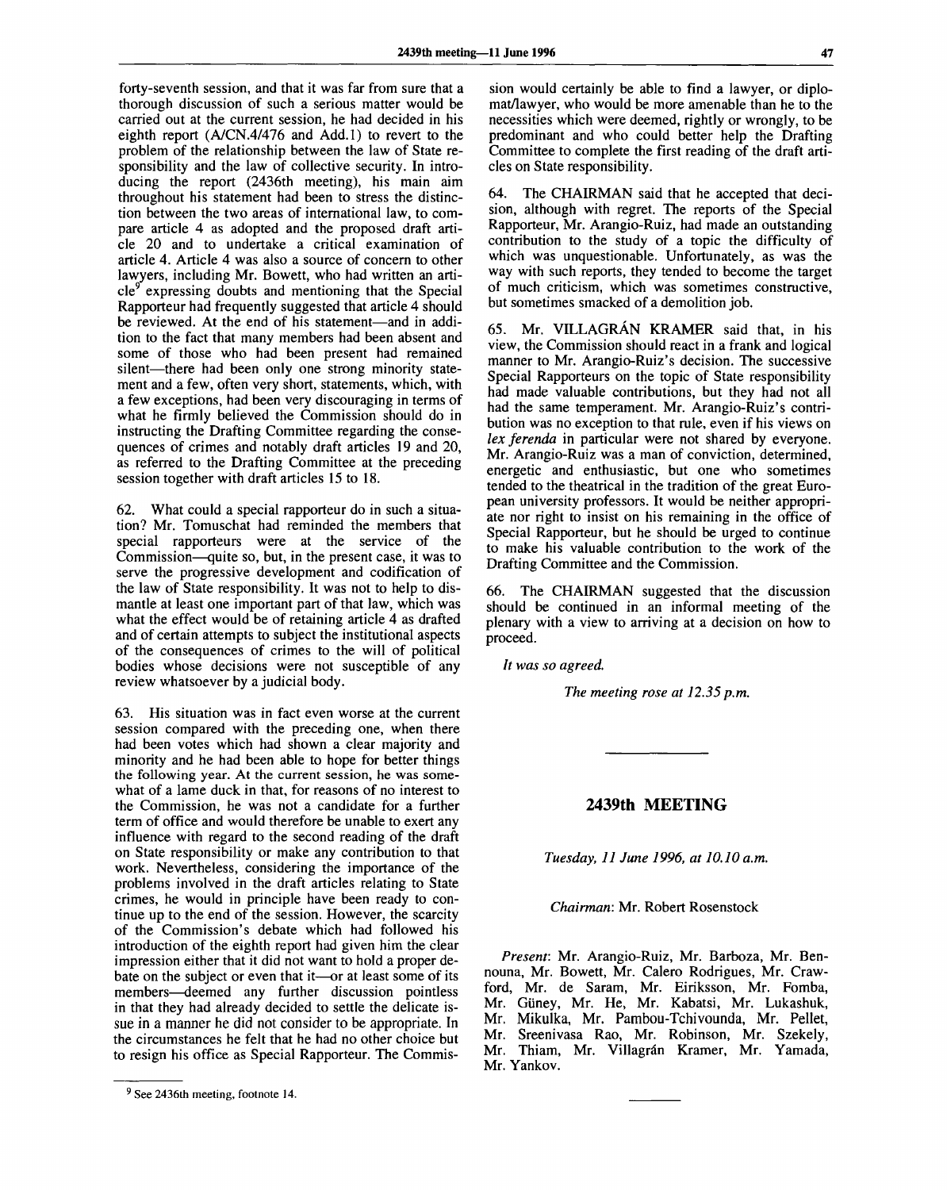forty-seventh session, and that it was far from sure that a thorough discussion of such a serious matter would be carried out at the current session, he had decided in his eighth report (A/CN.4/476 and Add.1) to revert to the problem of the relationship between the law of State responsibility and the law of collective security. In introducing the report (2436th meeting), his main aim throughout his statement had been to stress the distinction between the two areas of international law, to compare article 4 as adopted and the proposed draft article 20 and to undertake a critical examination of article 4. Article 4 was also a source of concern to other lawyers, including Mr. Bowett, who had written an article[9] expressing doubts and mentioning that the Special Rapporteur had frequently suggested that article 4 should be reviewed. At the end of his statement—and in addition to the fact that many members had been absent and some of those who had been present had remained silent—there had been only one strong minority statement and a few, often very short, statements, which, with a few exceptions, had been very discouraging in terms of what he firmly believed the Commission should do in instructing the Drafting Committee regarding the consequences of crimes and notably draft articles 19 and 20, as referred to the Drafting Committee at the preceding session together with draft articles 15 to 18.

62. What could a special rapporteur do in such a situation? Mr. Tomuschat had reminded the members that special rapporteurs were at the service of the Commission—quite so, but, in the present case, it was to serve the progressive development and codification of the law of State responsibility. It was not to help to dismantle at least one important part of that law, which was what the effect would be of retaining article 4 as drafted and of certain attempts to subject the institutional aspects of the consequences of crimes to the will of political bodies whose decisions were not susceptible of any review whatsoever by a judicial body.

63. His situation was in fact even worse at the current session compared with the preceding one, when there had been votes which had shown a clear majority and minority and he had been able to hope for better things the following year. At the current session, he was somewhat of a lame duck in that, for reasons of no interest to the Commission, he was not a candidate for a further term of office and would therefore be unable to exert any influence with regard to the second reading of the draft on State responsibility or make any contribution to that work. Nevertheless, considering the importance of the problems involved in the draft articles relating to State crimes, he would in principle have been ready to continue up to the end of the session. However, the scarcity of the Commission's debate which had followed his introduction of the eighth report had given him the clear impression either that it did not want to hold a proper debate on the subject or even that it—or at least some of its members—deemed any further discussion pointless in that they had already decided to settle the delicate issue in a manner he did not consider to be appropriate. In the circumstances he felt that he had no other choice but to resign his office as Special Rapporteur. The Commission would certainly be able to find a lawyer, or diplomat/lawyer, who would be more amenable than he to the necessities which were deemed, rightly or wrongly, to be predominant and who could better help the Drafting Committee to complete the first reading of the draft articles on State responsibility.

64. The CHAIRMAN said that he accepted that decision, although with regret. The reports of the Special Rapporteur, Mr. Arangio-Ruiz, had made an outstanding contribution to the study of a topic the difficulty of which was unquestionable. Unfortunately, as was the way with such reports, they tended to become the target of much criticism, which was sometimes constructive, but sometimes smacked of a demolition job.

65. Mr. VILLAGRÁN KRAMER said that, in his view, the Commission should react in a frank and logical manner to Mr. Arangio-Ruiz's decision. The successive Special Rapporteurs on the topic of State responsibility had made valuable contributions, but they had not all had the same temperament. Mr. Arangio-Ruiz's contribution was no exception to that rule, even if his views on *lex ferenda* in particular were not shared by everyone. Mr. Arangio-Ruiz was a man of conviction, determined, energetic and enthusiastic, but one who sometimes tended to the theatrical in the tradition of the great European university professors. It would be neither appropriate nor right to insist on his remaining in the office of Special Rapporteur, but he should be urged to continue to make his valuable contribution to the work of the Drafting Committee and the Commission.

66. The CHAIRMAN suggested that the discussion should be continued in an informal meeting of the plenary with a view to arriving at a decision on how to proceed.

*It was so agreed.*

*The meeting rose at 12.35 p.m.*

---

## 2439th MEETING

*Tuesday, 11 June 1996, at 10.10 a.m.*

*Chairman*: Mr. Robert Rosenstock

*Present*: Mr. Arangio-Ruiz, Mr. Barboza, Mr. Bennouna, Mr. Bowett, Mr. Calero Rodrigues, Mr. Crawford, Mr. de Saram, Mr. Eiriksson, Mr. Fomba, Mr. Güney, Mr. He, Mr. Kabatsi, Mr. Lukashuk, Mr. Mikulka, Mr. Pambou-Tchivounda, Mr. Pellet, Mr. Sreenivasa Rao, Mr. Robinson, Mr. Szekely, Mr. Thiam, Mr. Villagrán Kramer, Mr. Yamada, Mr. Yankov.

---

[9] See 2436th meeting, footnote 14.